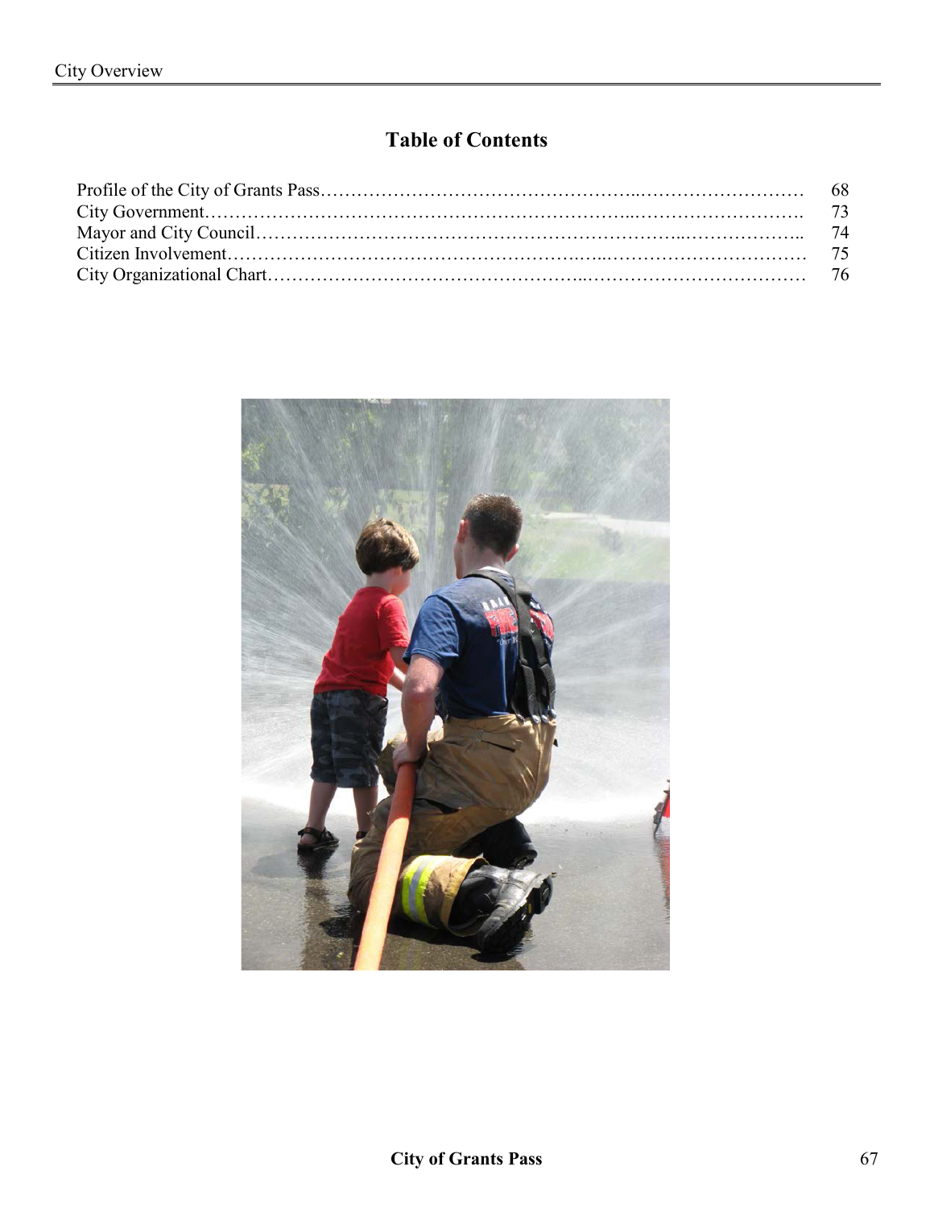# Table of Contents

| | |
|---|---|
| Profile of the City of Grants Pass | 68 |
| City Government | 73 |
| Mayor and City Council | 74 |
| Citizen Involvement | 75 |
| City Organizational Chart | 76 |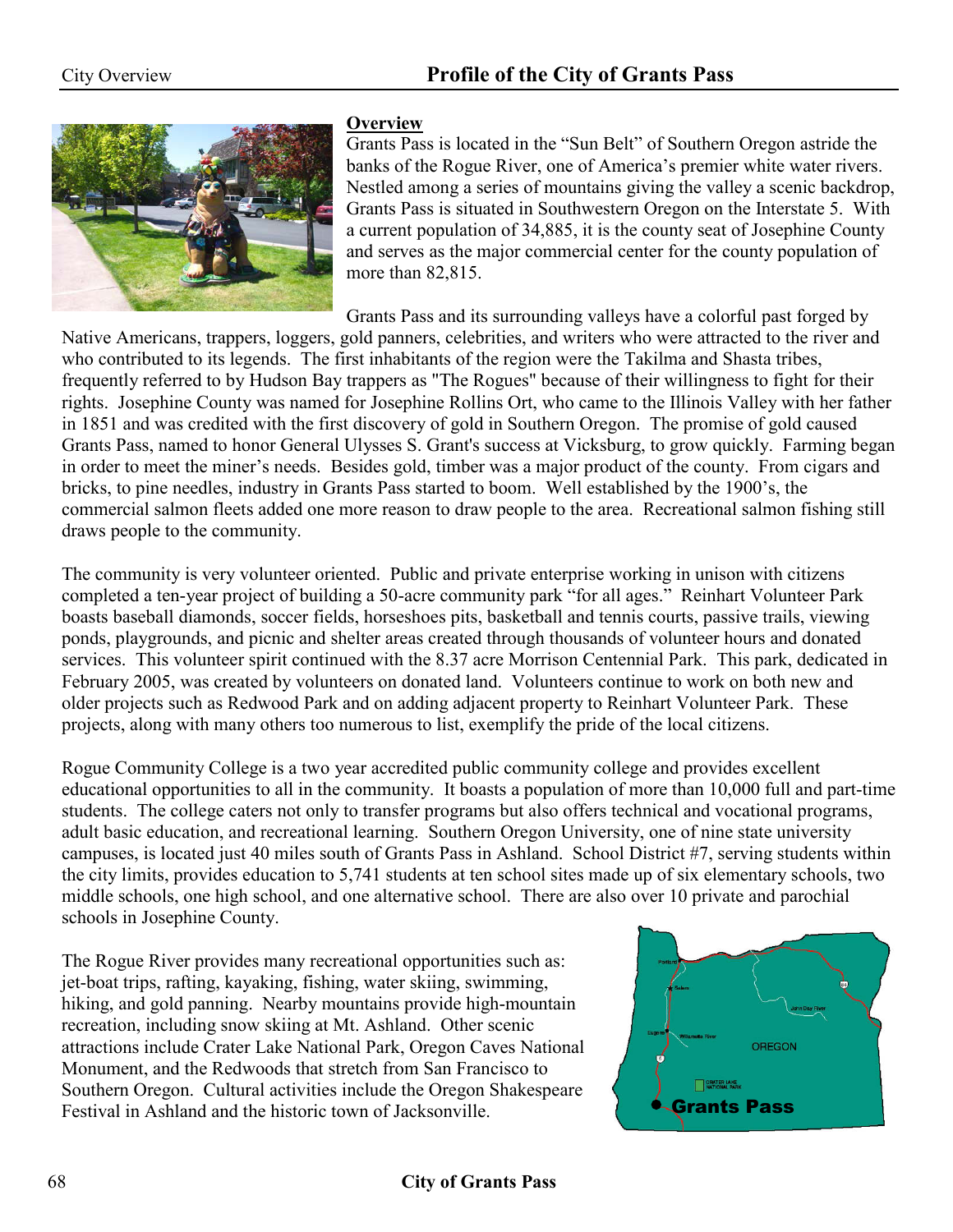# Profile of the City of Grants Pass

## Overview

Grants Pass is located in the "Sun Belt" of Southern Oregon astride the banks of the Rogue River, one of America's premier white water rivers. Nestled among a series of mountains giving the valley a scenic backdrop, Grants Pass is situated in Southwestern Oregon on the Interstate 5. With a current population of 34,885, it is the county seat of Josephine County and serves as the major commercial center for the county population of more than 82,815.

Grants Pass and its surrounding valleys have a colorful past forged by Native Americans, trappers, loggers, gold panners, celebrities, and writers who were attracted to the river and who contributed to its legends. The first inhabitants of the region were the Takilma and Shasta tribes, frequently referred to by Hudson Bay trappers as "The Rogues" because of their willingness to fight for their rights. Josephine County was named for Josephine Rollins Ort, who came to the Illinois Valley with her father in 1851 and was credited with the first discovery of gold in Southern Oregon. The promise of gold caused Grants Pass, named to honor General Ulysses S. Grant's success at Vicksburg, to grow quickly. Farming began in order to meet the miner's needs. Besides gold, timber was a major product of the county. From cigars and bricks, to pine needles, industry in Grants Pass started to boom. Well established by the 1900's, the commercial salmon fleets added one more reason to draw people to the area. Recreational salmon fishing still draws people to the community.

The community is very volunteer oriented. Public and private enterprise working in unison with citizens completed a ten-year project of building a 50-acre community park "for all ages." Reinhart Volunteer Park boasts baseball diamonds, soccer fields, horseshoes pits, basketball and tennis courts, passive trails, viewing ponds, playgrounds, and picnic and shelter areas created through thousands of volunteer hours and donated services. This volunteer spirit continued with the 8.37 acre Morrison Centennial Park. This park, dedicated in February 2005, was created by volunteers on donated land. Volunteers continue to work on both new and older projects such as Redwood Park and on adding adjacent property to Reinhart Volunteer Park. These projects, along with many others too numerous to list, exemplify the pride of the local citizens.

Rogue Community College is a two year accredited public community college and provides excellent educational opportunities to all in the community. It boasts a population of more than 10,000 full and part-time students. The college caters not only to transfer programs but also offers technical and vocational programs, adult basic education, and recreational learning. Southern Oregon University, one of nine state university campuses, is located just 40 miles south of Grants Pass in Ashland. School District #7, serving students within the city limits, provides education to 5,741 students at ten school sites made up of six elementary schools, two middle schools, one high school, and one alternative school. There are also over 10 private and parochial schools in Josephine County.

The Rogue River provides many recreational opportunities such as: jet-boat trips, rafting, kayaking, fishing, water skiing, swimming, hiking, and gold panning. Nearby mountains provide high-mountain recreation, including snow skiing at Mt. Ashland. Other scenic attractions include Crater Lake National Park, Oregon Caves National Monument, and the Redwoods that stretch from San Francisco to Southern Oregon. Cultural activities include the Oregon Shakespeare Festival in Ashland and the historic town of Jacksonville.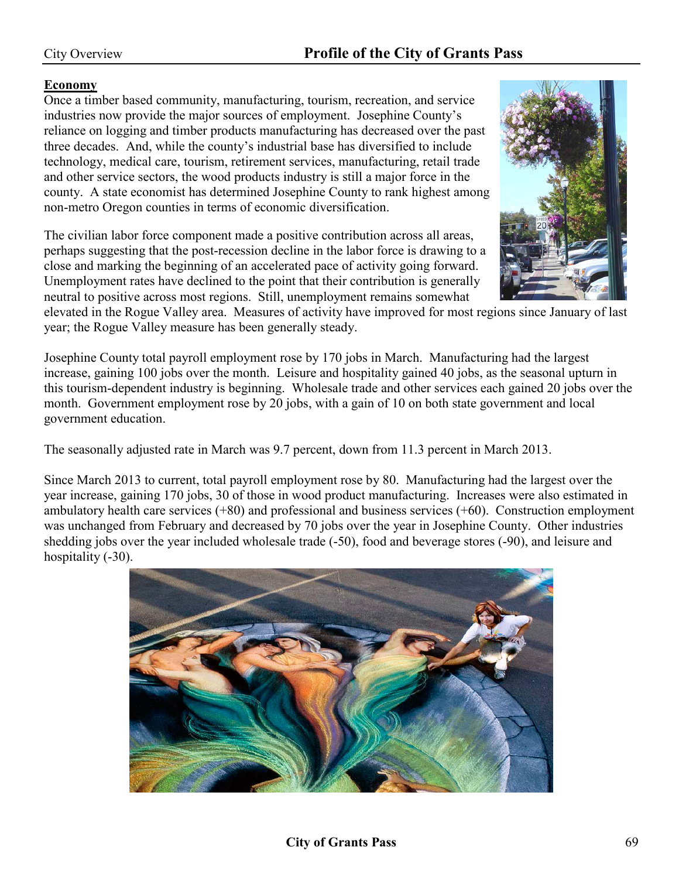## Economy

Once a timber based community, manufacturing, tourism, recreation, and service industries now provide the major sources of employment. Josephine County's reliance on logging and timber products manufacturing has decreased over the past three decades. And, while the county's industrial base has diversified to include technology, medical care, tourism, retirement services, manufacturing, retail trade and other service sectors, the wood products industry is still a major force in the county. A state economist has determined Josephine County to rank highest among non-metro Oregon counties in terms of economic diversification.

The civilian labor force component made a positive contribution across all areas, perhaps suggesting that the post-recession decline in the labor force is drawing to a close and marking the beginning of an accelerated pace of activity going forward. Unemployment rates have declined to the point that their contribution is generally neutral to positive across most regions. Still, unemployment remains somewhat elevated in the Rogue Valley area. Measures of activity have improved for most regions since January of last year; the Rogue Valley measure has been generally steady.

Josephine County total payroll employment rose by 170 jobs in March. Manufacturing had the largest increase, gaining 100 jobs over the month. Leisure and hospitality gained 40 jobs, as the seasonal upturn in this tourism-dependent industry is beginning. Wholesale trade and other services each gained 20 jobs over the month. Government employment rose by 20 jobs, with a gain of 10 on both state government and local government education.

The seasonally adjusted rate in March was 9.7 percent, down from 11.3 percent in March 2013.

Since March 2013 to current, total payroll employment rose by 80. Manufacturing had the largest over the year increase, gaining 170 jobs, 30 of those in wood product manufacturing. Increases were also estimated in ambulatory health care services (+80) and professional and business services (+60). Construction employment was unchanged from February and decreased by 70 jobs over the year in Josephine County. Other industries shedding jobs over the year included wholesale trade (-50), food and beverage stores (-90), and leisure and hospitality (-30).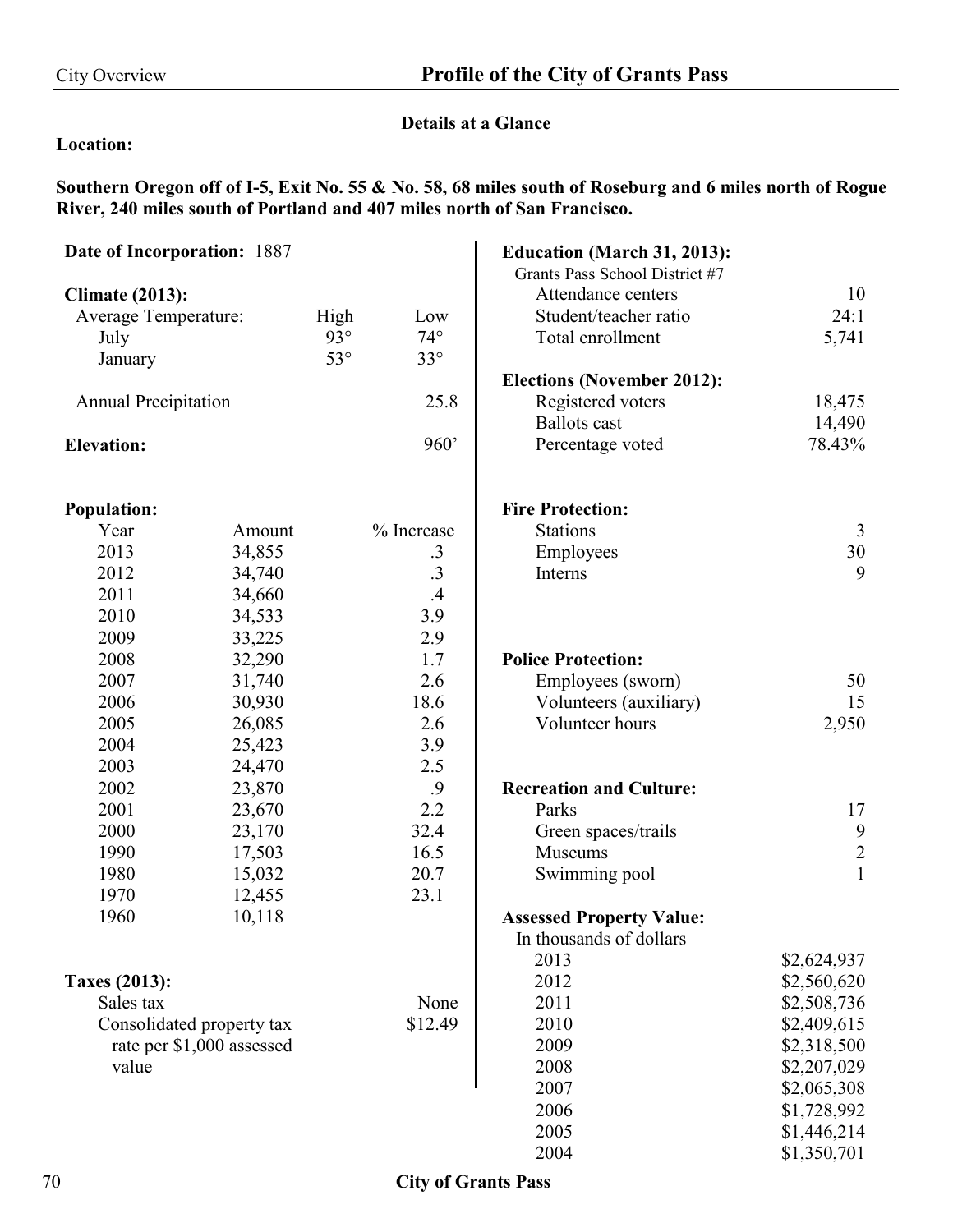## Profile of the City of Grants Pass

### Details at a Glance

**Location:**

**Southern Oregon off of I-5, Exit No. 55 & No. 58, 68 miles south of Roseburg and 6 miles north of Rogue River, 240 miles south of Portland and 407 miles north of San Francisco.**

**Date of Incorporation:** 1887

**Climate (2013):**

| Average Temperature: | High | Low |
|---|---|---|
| July | 93° | 74° |
| January | 53° | 33° |

Annual Precipitation 25.8

**Elevation:** 960’

**Population:**

| Year | Amount | % Increase |
|---|---|---|
| 2013 | 34,855 | .3 |
| 2012 | 34,740 | .3 |
| 2011 | 34,660 | .4 |
| 2010 | 34,533 | 3.9 |
| 2009 | 33,225 | 2.9 |
| 2008 | 32,290 | 1.7 |
| 2007 | 31,740 | 2.6 |
| 2006 | 30,930 | 18.6 |
| 2005 | 26,085 | 2.6 |
| 2004 | 25,423 | 3.9 |
| 2003 | 24,470 | 2.5 |
| 2002 | 23,870 | .9 |
| 2001 | 23,670 | 2.2 |
| 2000 | 23,170 | 32.4 |
| 1990 | 17,503 | 16.5 |
| 1980 | 15,032 | 20.7 |
| 1970 | 12,455 | 23.1 |
| 1960 | 10,118 | |

**Taxes (2013):**

| | |
|---|---|
| Sales tax | None |
| Consolidated property tax rate per $1,000 assessed value | $12.49 |

**Education (March 31, 2013):**

Grants Pass School District #7

| | |
|---|---|
| Attendance centers | 10 |
| Student/teacher ratio | 24:1 |
| Total enrollment | 5,741 |

**Elections (November 2012):**

| | |
|---|---|
| Registered voters | 18,475 |
| Ballots cast | 14,490 |
| Percentage voted | 78.43% |

**Fire Protection:**

| | |
|---|---|
| Stations | 3 |
| Employees | 30 |
| Interns | 9 |

**Police Protection:**

| | |
|---|---|
| Employees (sworn) | 50 |
| Volunteers (auxiliary) | 15 |
| Volunteer hours | 2,950 |

**Recreation and Culture:**

| | |
|---|---|
| Parks | 17 |
| Green spaces/trails | 9 |
| Museums | 2 |
| Swimming pool | 1 |

**Assessed Property Value:**

In thousands of dollars

| Year | Value |
|---|---|
| 2013 | $2,624,937 |
| 2012 | $2,560,620 |
| 2011 | $2,508,736 |
| 2010 | $2,409,615 |
| 2009 | $2,318,500 |
| 2008 | $2,207,029 |
| 2007 | $2,065,308 |
| 2006 | $1,728,992 |
| 2005 | $1,446,214 |
| 2004 | $1,350,701 |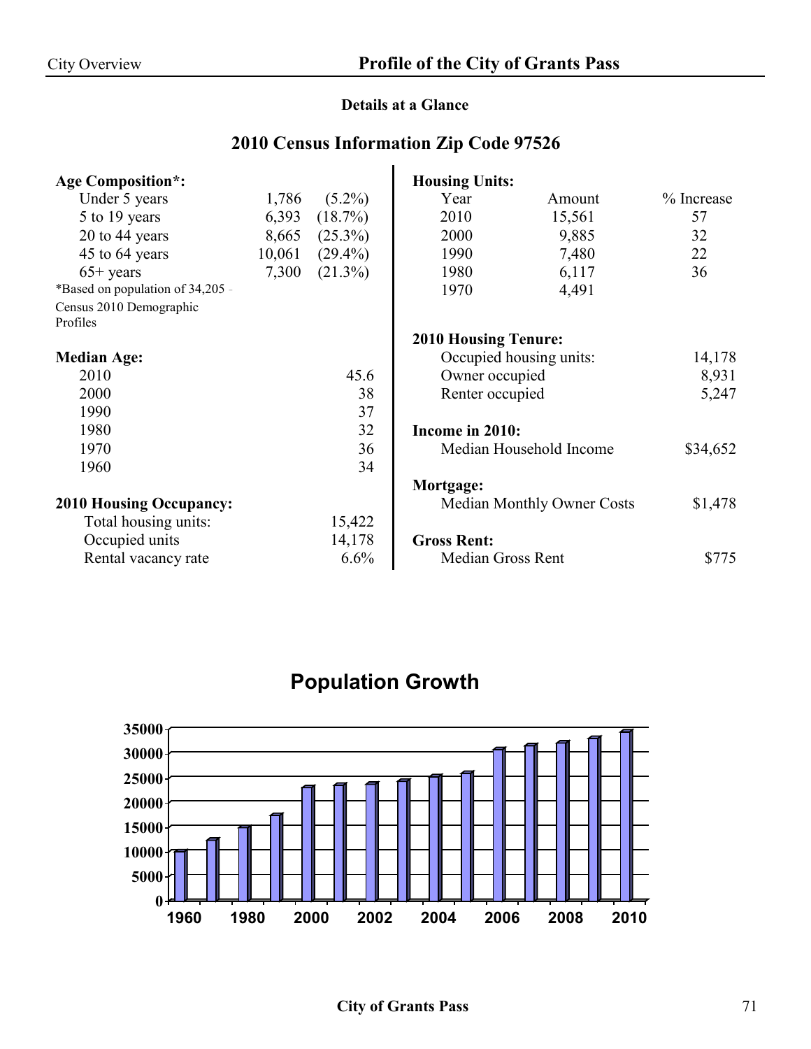## Profile of the City of Grants Pass

### Details at a Glance

### 2010 Census Information Zip Code 97526

**Age Composition*:**

| | | |
|---|---|---|
| Under 5 years | 1,786 | (5.2%) |
| 5 to 19 years | 6,393 | (18.7%) |
| 20 to 44 years | 8,665 | (25.3%) |
| 45 to 64 years | 10,061 | (29.4%) |
| 65+ years | 7,300 | (21.3%) |

*Based on population of 34,205 - Census 2010 Demographic Profiles

**Median Age:**

| | |
|---|---|
| 2010 | 45.6 |
| 2000 | 38 |
| 1990 | 37 |
| 1980 | 32 |
| 1970 | 36 |
| 1960 | 34 |

**2010 Housing Occupancy:**

| | |
|---|---|
| Total housing units: | 15,422 |
| Occupied units | 14,178 |
| Rental vacancy rate | 6.6% |

**Housing Units:**

| Year | Amount | % Increase |
|---|---|---|
| 2010 | 15,561 | 57 |
| 2000 | 9,885 | 32 |
| 1990 | 7,480 | 22 |
| 1980 | 6,117 | 36 |
| 1970 | 4,491 | |

**2010 Housing Tenure:**

| | |
|---|---|
| Occupied housing units: | 14,178 |
| Owner occupied | 8,931 |
| Renter occupied | 5,247 |

**Income in 2010:**

Median Household Income $34,652

**Mortgage:**

Median Monthly Owner Costs $1,478

**Gross Rent:**

Median Gross Rent $775

### Population Growth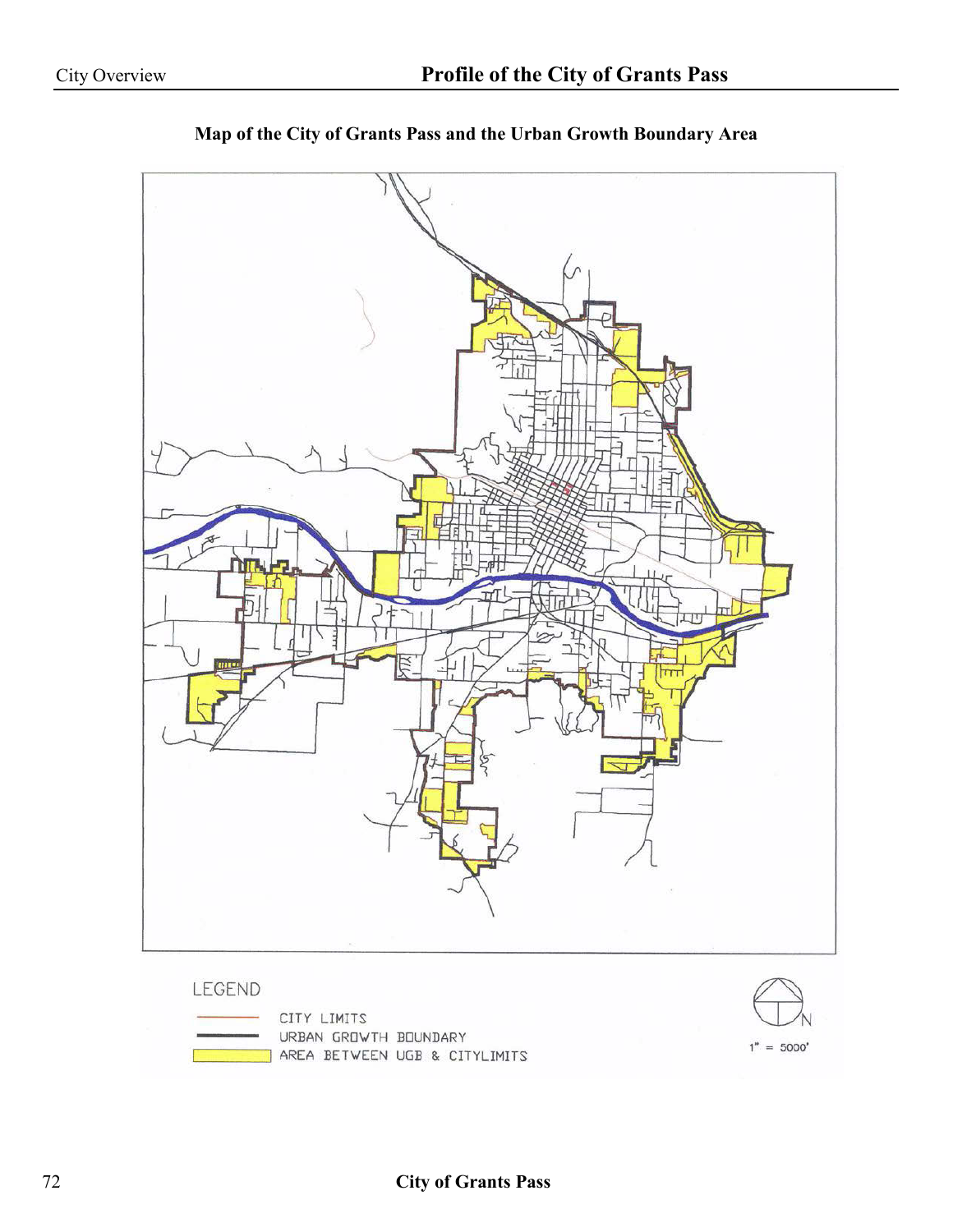## Map of the City of Grants Pass and the Urban Growth Boundary Area

LEGEND

- CITY LIMITS
- URBAN GROWTH BOUNDARY
- AREA BETWEEN UGB & CITYLIMITS

N

1" = 5000'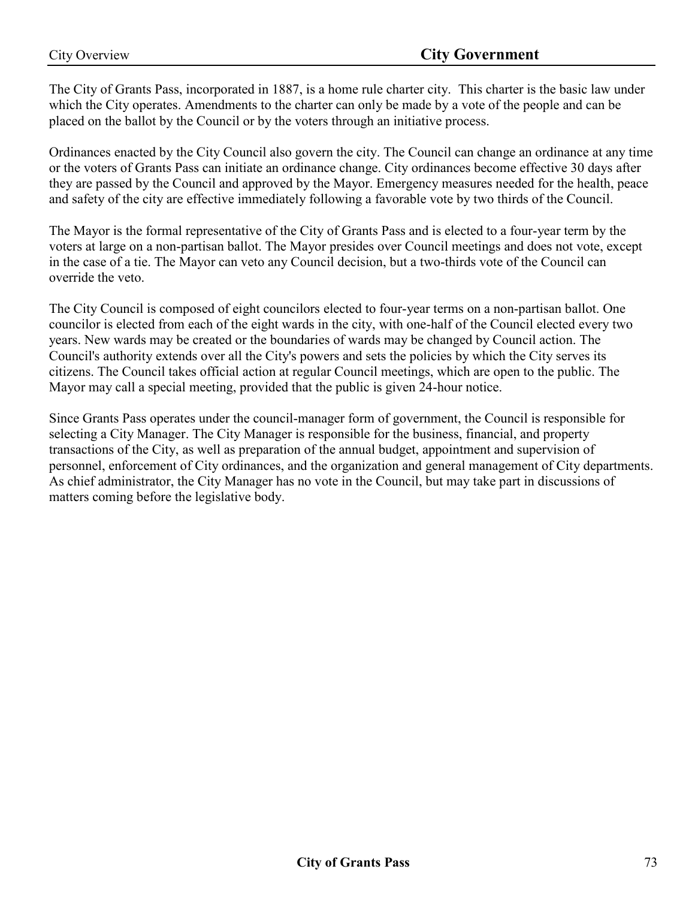# City Government

The City of Grants Pass, incorporated in 1887, is a home rule charter city. This charter is the basic law under which the City operates. Amendments to the charter can only be made by a vote of the people and can be placed on the ballot by the Council or by the voters through an initiative process.

Ordinances enacted by the City Council also govern the city. The Council can change an ordinance at any time or the voters of Grants Pass can initiate an ordinance change. City ordinances become effective 30 days after they are passed by the Council and approved by the Mayor. Emergency measures needed for the health, peace and safety of the city are effective immediately following a favorable vote by two thirds of the Council.

The Mayor is the formal representative of the City of Grants Pass and is elected to a four-year term by the voters at large on a non-partisan ballot. The Mayor presides over Council meetings and does not vote, except in the case of a tie. The Mayor can veto any Council decision, but a two-thirds vote of the Council can override the veto.

The City Council is composed of eight councilors elected to four-year terms on a non-partisan ballot. One councilor is elected from each of the eight wards in the city, with one-half of the Council elected every two years. New wards may be created or the boundaries of wards may be changed by Council action. The Council's authority extends over all the City's powers and sets the policies by which the City serves its citizens. The Council takes official action at regular Council meetings, which are open to the public. The Mayor may call a special meeting, provided that the public is given 24-hour notice.

Since Grants Pass operates under the council-manager form of government, the Council is responsible for selecting a City Manager. The City Manager is responsible for the business, financial, and property transactions of the City, as well as preparation of the annual budget, appointment and supervision of personnel, enforcement of City ordinances, and the organization and general management of City departments. As chief administrator, the City Manager has no vote in the Council, but may take part in discussions of matters coming before the legislative body.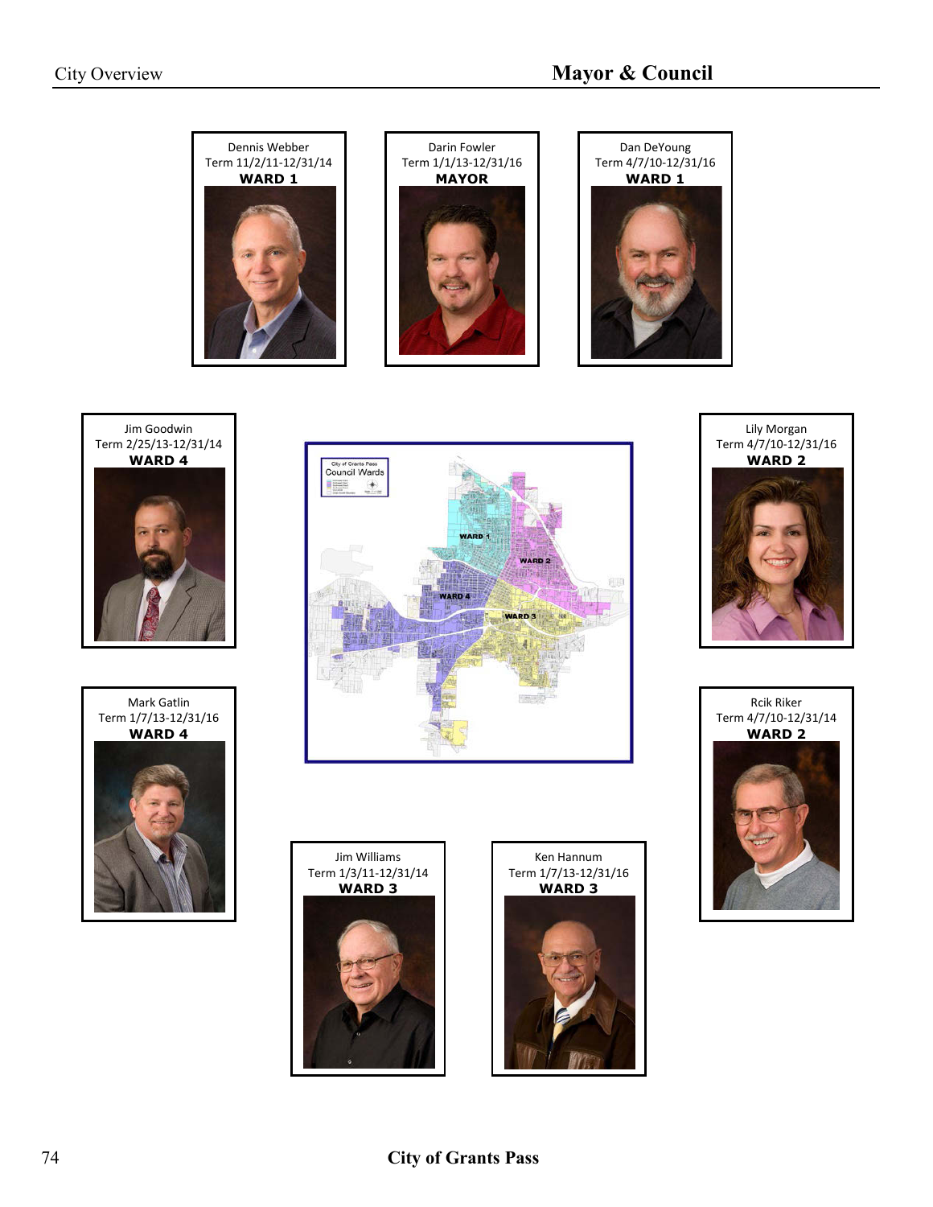# Mayor & Council

Dennis Webber
Term 11/2/11-12/31/14
**WARD 1**

Darin Fowler
Term 1/1/13-12/31/16
**MAYOR**

Dan DeYoung
Term 4/7/10-12/31/16
**WARD 1**

Jim Goodwin
Term 2/25/13-12/31/14
**WARD 4**

Lily Morgan
Term 4/7/10-12/31/16
**WARD 2**

Mark Gatlin
Term 1/7/13-12/31/16
**WARD 4**

Rcik Riker
Term 4/7/10-12/31/14
**WARD 2**

Jim Williams
Term 1/3/11-12/31/14
**WARD 3**

Ken Hannum
Term 1/7/13-12/31/16
**WARD 3**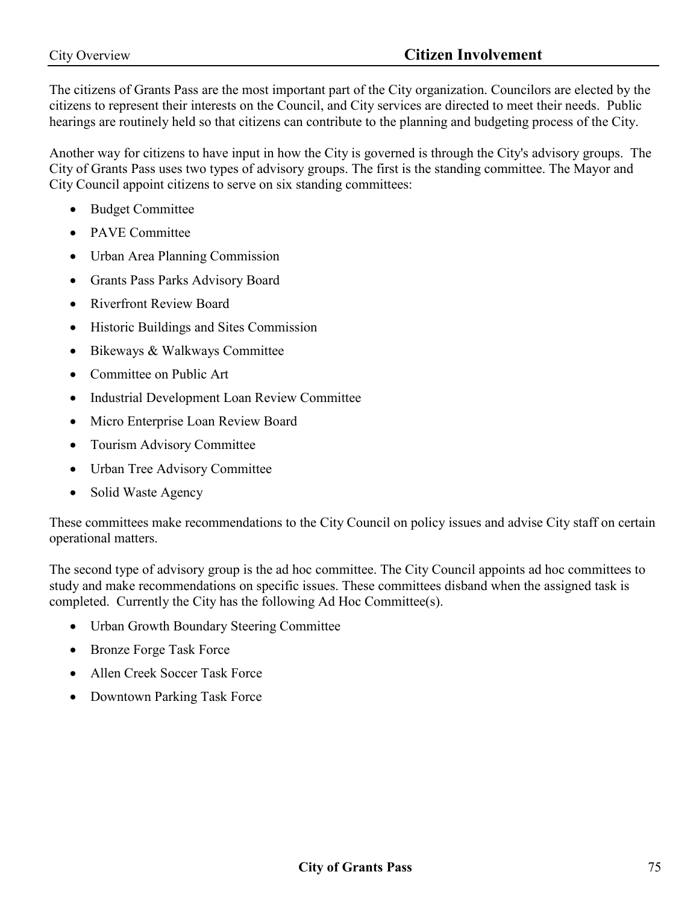# Citizen Involvement

The citizens of Grants Pass are the most important part of the City organization. Councilors are elected by the citizens to represent their interests on the Council, and City services are directed to meet their needs. Public hearings are routinely held so that citizens can contribute to the planning and budgeting process of the City.

Another way for citizens to have input in how the City is governed is through the City's advisory groups. The City of Grants Pass uses two types of advisory groups. The first is the standing committee. The Mayor and City Council appoint citizens to serve on six standing committees:

- Budget Committee
- PAVE Committee
- Urban Area Planning Commission
- Grants Pass Parks Advisory Board
- Riverfront Review Board
- Historic Buildings and Sites Commission
- Bikeways & Walkways Committee
- Committee on Public Art
- Industrial Development Loan Review Committee
- Micro Enterprise Loan Review Board
- Tourism Advisory Committee
- Urban Tree Advisory Committee
- Solid Waste Agency

These committees make recommendations to the City Council on policy issues and advise City staff on certain operational matters.

The second type of advisory group is the ad hoc committee. The City Council appoints ad hoc committees to study and make recommendations on specific issues. These committees disband when the assigned task is completed. Currently the City has the following Ad Hoc Committee(s).

- Urban Growth Boundary Steering Committee
- Bronze Forge Task Force
- Allen Creek Soccer Task Force
- Downtown Parking Task Force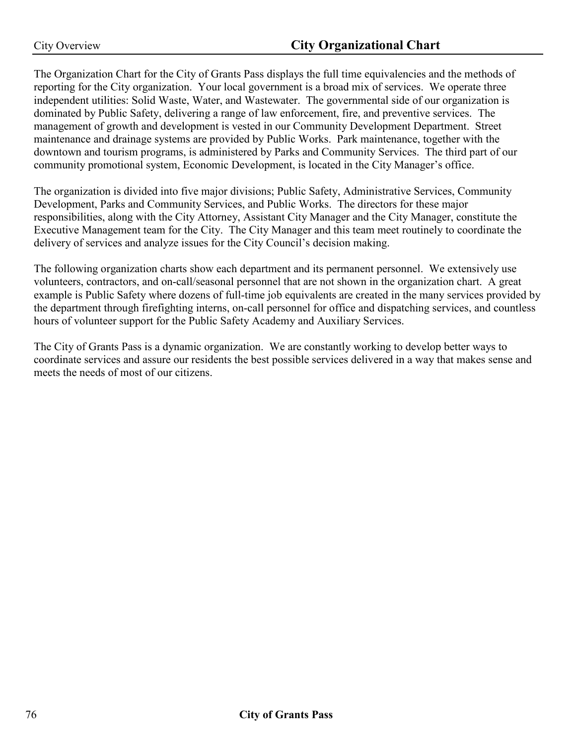# City Organizational Chart

The Organization Chart for the City of Grants Pass displays the full time equivalencies and the methods of reporting for the City organization. Your local government is a broad mix of services. We operate three independent utilities: Solid Waste, Water, and Wastewater. The governmental side of our organization is dominated by Public Safety, delivering a range of law enforcement, fire, and preventive services. The management of growth and development is vested in our Community Development Department. Street maintenance and drainage systems are provided by Public Works. Park maintenance, together with the downtown and tourism programs, is administered by Parks and Community Services. The third part of our community promotional system, Economic Development, is located in the City Manager's office.

The organization is divided into five major divisions; Public Safety, Administrative Services, Community Development, Parks and Community Services, and Public Works. The directors for these major responsibilities, along with the City Attorney, Assistant City Manager and the City Manager, constitute the Executive Management team for the City. The City Manager and this team meet routinely to coordinate the delivery of services and analyze issues for the City Council's decision making.

The following organization charts show each department and its permanent personnel. We extensively use volunteers, contractors, and on-call/seasonal personnel that are not shown in the organization chart. A great example is Public Safety where dozens of full-time job equivalents are created in the many services provided by the department through firefighting interns, on-call personnel for office and dispatching services, and countless hours of volunteer support for the Public Safety Academy and Auxiliary Services.

The City of Grants Pass is a dynamic organization. We are constantly working to develop better ways to coordinate services and assure our residents the best possible services delivered in a way that makes sense and meets the needs of most of our citizens.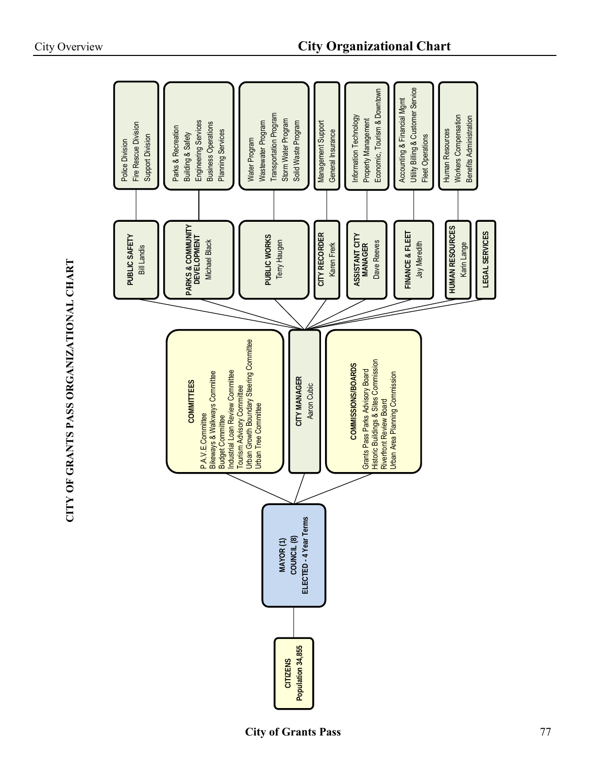# City Organizational Chart

## CITY OF GRANTS PASS ORGANIZATIONAL CHART

**CITIZENS**
**Population 34,855**

**MAYOR (1)**
**COUNCIL (8)**
**ELECTED - 4 Year Terms**

**COMMITTEES**
- P.A.V.E.Committee
- Bikeways & Walkways Committee
- Budget Committee
- Industrial Loan Review Committee
- Tourism Advisory Committee
- Urban Growth Boundary Steering Committee
- Urban Tree Committee

**CITY MANAGER**
Aaron Cubic

**COMMISSIONS/BOARDS**
- Grants Pass Parks Advisory Board
- Historic Buildings & Sites Commission
- Riverfront Review Board
- Urban Area Planning Commission

**PUBLIC SAFETY**
Bill Landis
- Police Division
- Fire Rescue Division
- Support Division

**PARKS & COMMUNITY DEVELOPMENT**
Michael Black
- Parks & Recreation
- Building & Safety
- Engineering Services
- Business Operations
- Planning Services

**PUBLIC WORKS**
Terry Haugen
- Water Program
- Wastewater Program
- Transportation Program
- Storm Water Program
- Solid Waste Program

**CITY RECORDER**
Karen Frerk
- Management Support
- General Insurance

**ASSISTANT CITY MANAGER**
Dave Reeves
- Information Technology
- Property Management
- Economic, Tourism & Downtown

**FINANCE & FLEET**
Jay Meredith
- Accounting & Financial Mgmt
- Utility Billing & Customer Service
- Fleet Operations

**HUMAN RESOURCES**
Karin Lange
- Human Resources
- Workers Compensation
- Benefits Administration

**LEGAL SERVICES**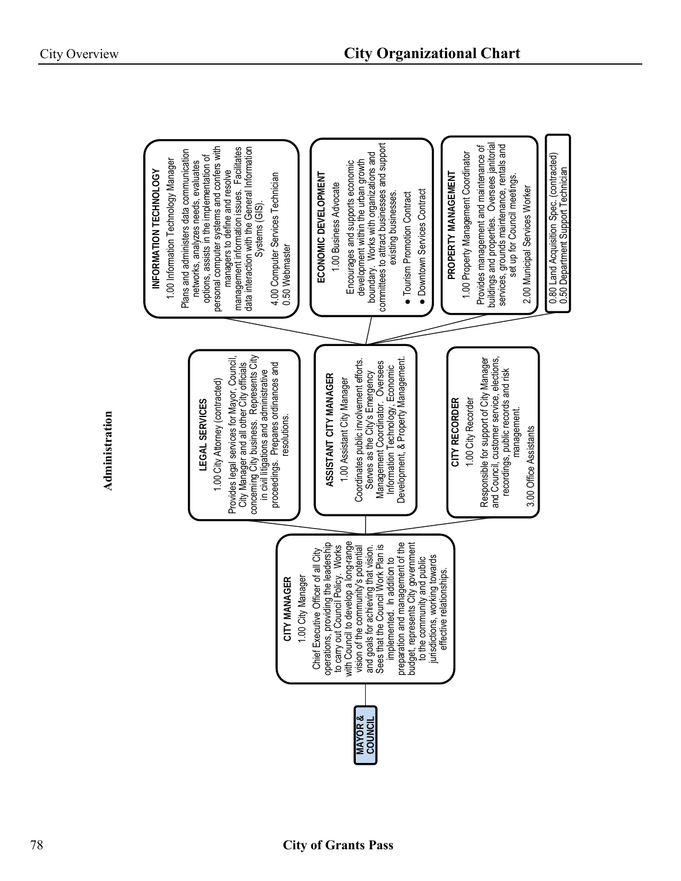# City Organizational Chart

## Administration

**MAYOR & COUNCIL**

### CITY MANAGER

1.00 City Manager

Chief Executive Officer of all City operations, providing the leadership to carry out Council Policy. Works with Council to develop a long-range vision of the community's potential and goals for achieving that vision. Sees that the Council Work Plan is implemented. In addition to preparation and management of the budget, represents City government to the community and public jurisdictions, working towards effective relationships.

### LEGAL SERVICES

1.00 City Attorney (contracted)

Provides legal services for Mayor, Council, City Manager and all other City officials concerning City business. Represents City in civil litigations and administrative proceedings. Prepares ordinances and resolutions.

### ASSISTANT CITY MANAGER

1.00 Assistant City Manager

Coordinates public involvement efforts. Serves as the City's Emergency Management Coordinator. Oversees Information Technology, Economic Development, & Property Management.

### CITY RECORDER

1.00 City Recorder

Responsible for support of City Manager and Council, customer service, elections, recordings, public records and risk management.

3.00 Office Assistants

### INFORMATION TECHNOLOGY

1.00 Information Technology Manager

Plans and administers data communication networks, analyzes needs, evaluates options, assists in the implementation of personal computer systems and confers with managers to define and resolve management information issues. Facilitates data interaction with the General Information Systems (GIS).

4.00 Computer Services Technician
0.50 Webmaster

### ECONOMIC DEVELOPMENT

1.00 Business Advocate

Encourages and supports economic development within the urban growth boundary. Works with organizations and committees to attract businesses and support existing businesses.

- Tourism Promotion Contract
- Downtown Services Contract

### PROPERTY MANAGEMENT

1.00 Property Management Coordinator

Provides management and maintenance of buildings and properties. Oversees janitorial services, grounds maintenance, rentals and set up for Council meetings.

2.00 Municipal Services Worker

0.80 Land Acquisition Spec. (contracted)
0.50 Department Support Technician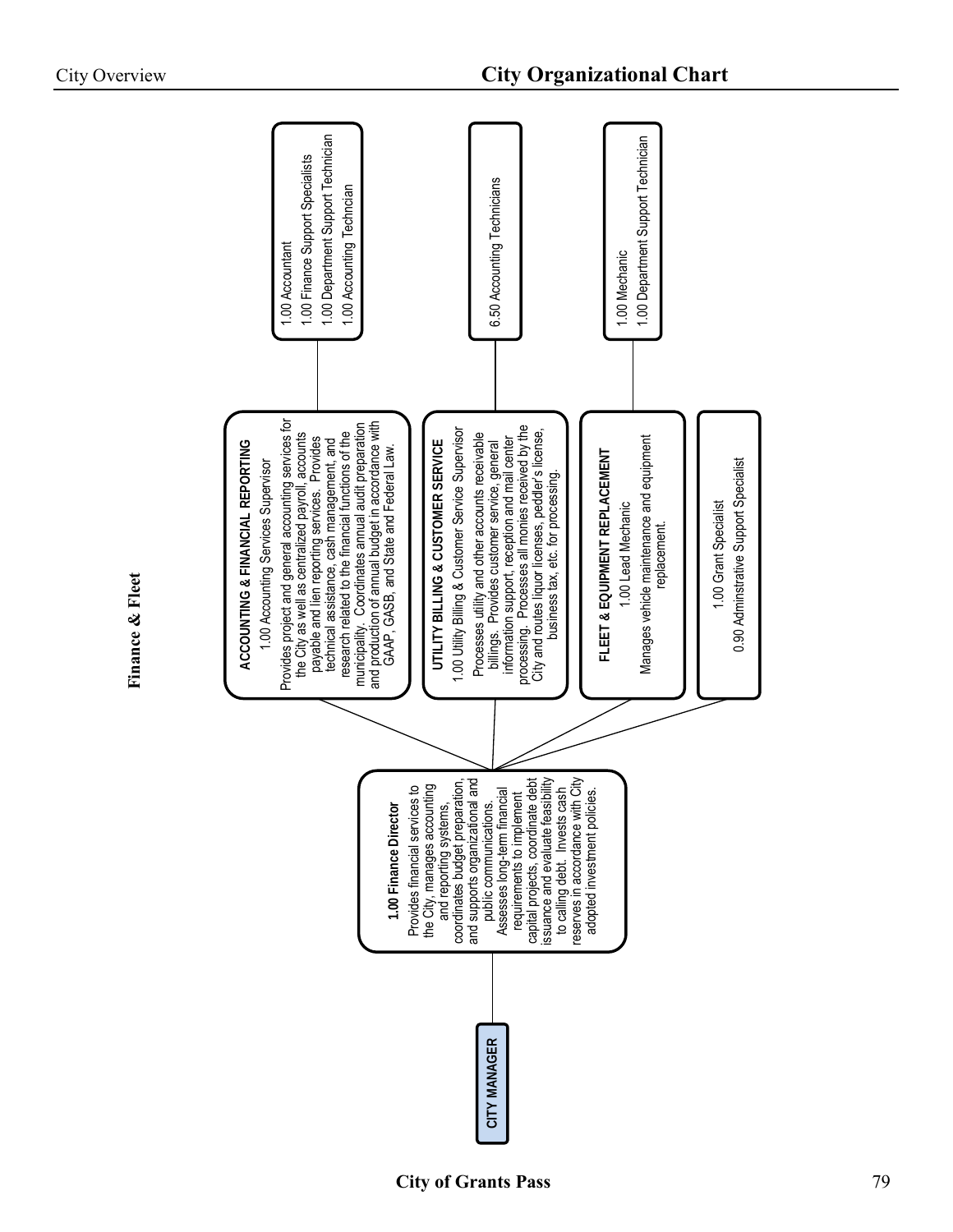# City Organizational Chart

## Finance & Fleet

**CITY MANAGER**

**1.00 Finance Director**

Provides financial services to the City, manages accounting and reporting systems, coordinates budget preparation, and supports organizational and public communications. Assesses long-term financial requirements to implement capital projects, coordinate debt issuance and evaluate feasibility to calling debt. Invests cash reserves in accordance with City adopted investment policies.

### ACCOUNTING & FINANCIAL REPORTING

1.00 Accounting Services Supervisor

Provides project and general accounting services for the City as well as centralized payroll, accounts payable and lien reporting services. Provides technical assistance, cash management, and research related to the financial functions of the municipality. Coordinates annual audit preparation and production of annual budget in accordance with GAAP, GASB, and State and Federal Law.

- 1.00 Accountant
- 1.00 Finance Support Specialists
- 1.00 Department Support Technician
- 1.00 Accounting Techncian

### UTILITY BILLING & CUSTOMER SERVICE

1.00 Utility Billing & Customer Service Supervisor

Processes utility and other accounts receivable billings. Provides customer service, general information support, reception and mail center processing. Processes all monies received by the City and routes liquor licenses, peddler's license, business tax, etc. for processing.

- 6.50 Accounting Technicians

### FLEET & EQUIPMENT REPLACEMENT

1.00 Lead Mechanic

Manages vehicle maintenance and equipment replacement.

- 1.00 Mechanic
- 1.00 Department Support Technician

---

1.00 Grant Specialist

0.90 Adminstrative Support Specialist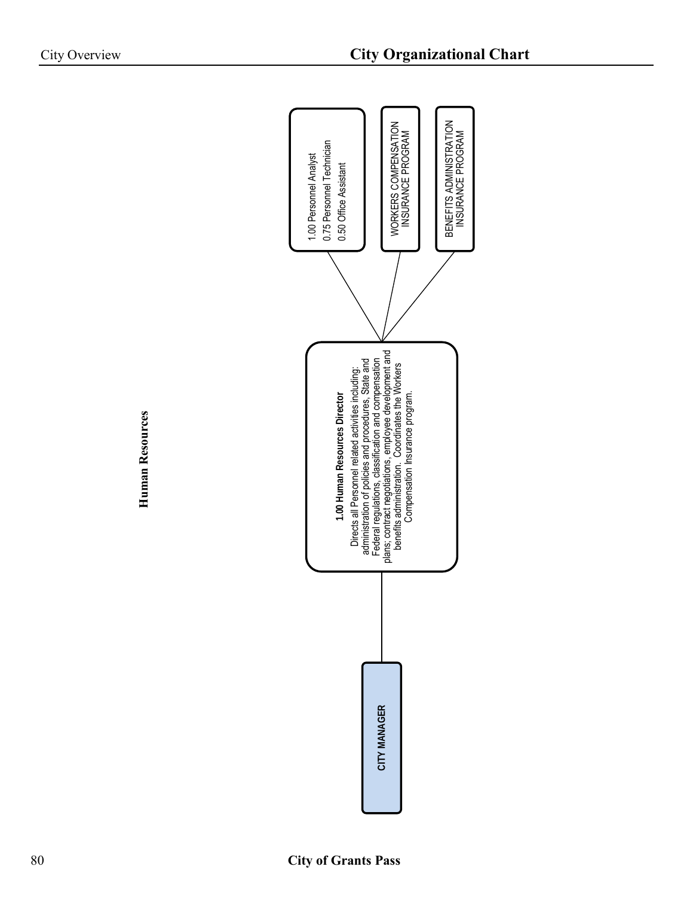# City Organizational Chart

## Human Resources

**CITY MANAGER**

**1.00 Human Resources Director**

Directs all Personnel related activities including: administration of policies and procedures, State and Federal regulations, classification and compensation plans; contract negotiations, employee development and benefits administration. Coordinates the Workers Compensation Insurance program.

- 1.00 Personnel Analyst
- 0.75 Personnel Technician
- 0.50 Office Assistant

WORKERS COMPENSATION INSURANCE PROGRAM

BENEFITS ADMINISTRATION INSURANCE PROGRAM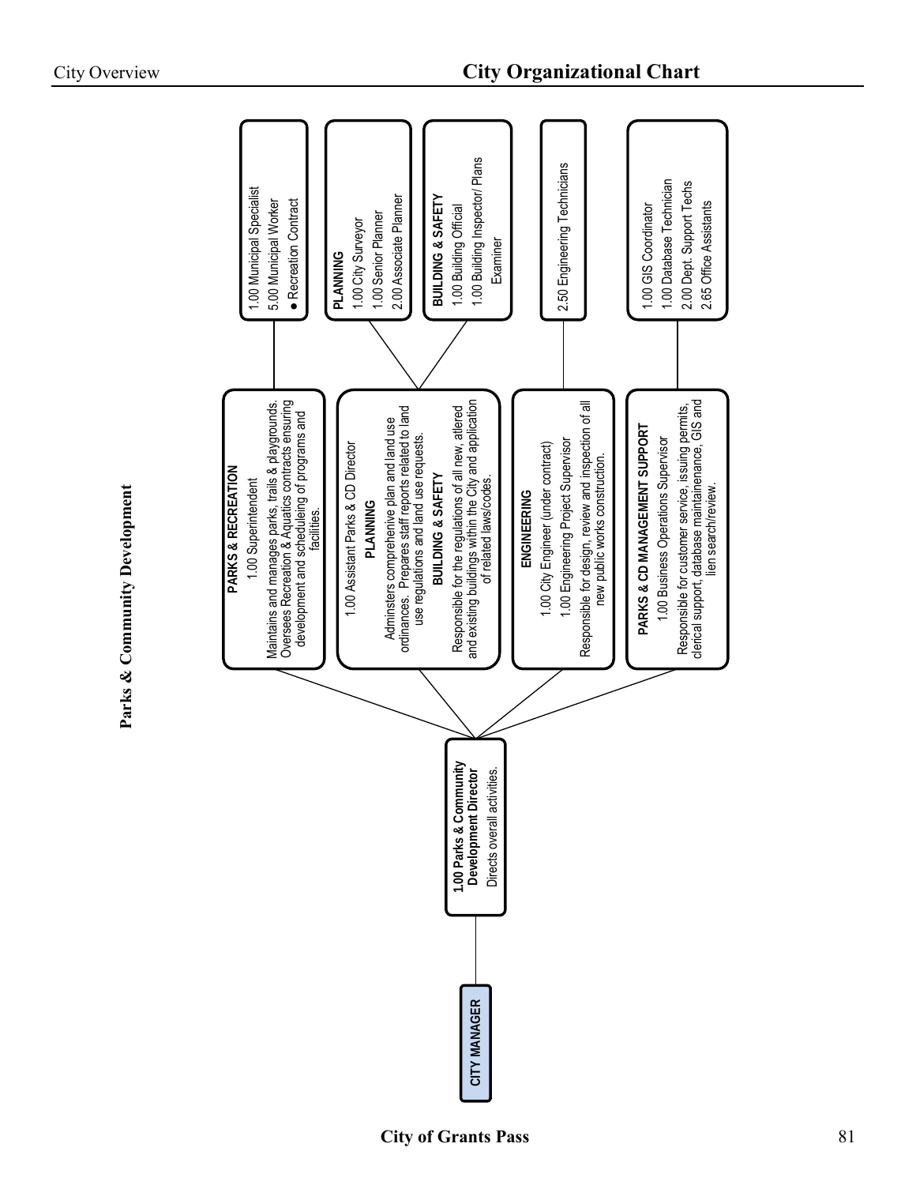# City Organizational Chart

## Parks & Community Development

**CITY MANAGER**

**1.00 Parks & Community Development Director**
Directs overall activities.

---

**PARKS & RECREATION**
1.00 Superintendent
Maintains and manages parks, trails & playgrounds. Oversees Recreation & Aquatics contracts ensuring development and scheduleing of programs and facilities.

- 1.00 Municipal Specialist
- 5.00 Municipal Worker
- ● Recreation Contract

---

1.00 Assistant Parks & CD Director

**PLANNING**
Adminsters comprehenive plan and land use ordinances. Prepares staff reports related to land use regulations and land use requests.

**BUILDING & SAFETY**
Responsible for the regulations of all new, altered and existing buildings within the City and application of related laws/codes.

**PLANNING**
- 1.00 City Surveyor
- 1.00 Senior Planner
- 2.00 Associate Planner

**BUILDING & SAFETY**
- 1.00 Building Official
- 1.00 Building Inspector/ Plans Examiner

---

**ENGINEERING**
1.00 City Engineer (under contract)
1.00 Engineering Project Supervisor
Responsible for design, review and inspection of all new public works construction.

- 2.50 Engineering Technicians

---

**PARKS & CD MANAGEMENT SUPPORT**
1.00 Business Operations Supervisor
Responsible for customer service, issuing permits, clerical support, database maintainenance, GIS and lien search/review.

- 1.00 GIS Coordinator
- 1.00 Database Technician
- 2.00 Dept. Support Techs
- 2.65 Office Assistants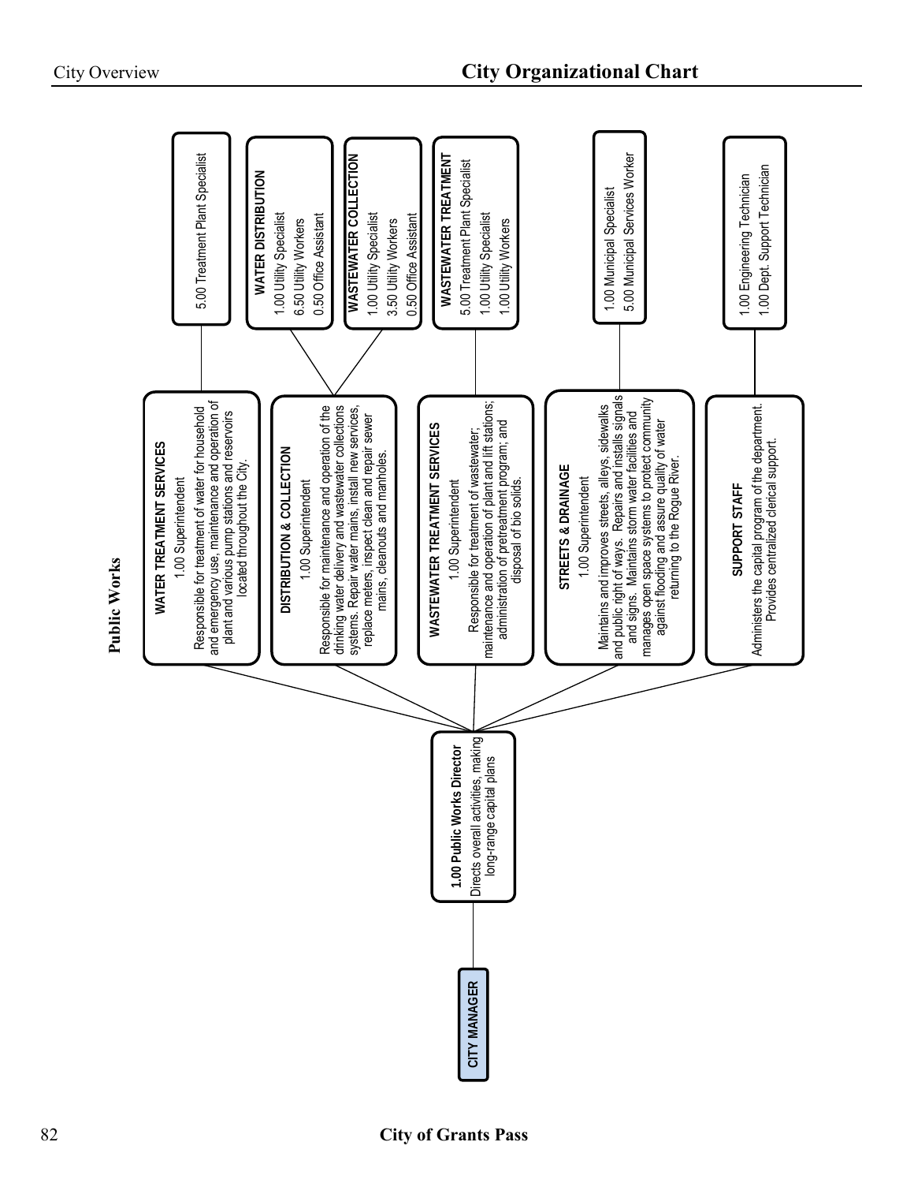# City Organizational Chart

## Public Works

**CITY MANAGER**

**1.00 Public Works Director**
Directs overall activities, making long-range capital plans

### WATER TREATMENT SERVICES
1.00 Superintendent

Responsible for treatment of water for household and emergency use, maintenance and operation of plant and various pump stations and reservoirs located throughout the City.

- 5.00 Treatment Plant Specialist

### DISTRIBUTION & COLLECTION
1.00 Superintendent

Responsible for maintenance and operation of the drinking water delivery and wastewater collections systems. Repair water mains, install new services, replace meters, inspect clean and repair sewer mains, cleanouts and manholes.

**WATER DISTRIBUTION**
- 1.00 Utility Specialist
- 6.50 Utility Workers
- 0.50 Office Assistant

**WASTEWATER COLLECTION**
- 1.00 Utility Specialist
- 3.50 Utility Workers
- 0.50 Office Assistant

### WASTEWATER TREATMENT SERVICES
1.00 Superintendent

Responsible for treatment of wastewater; maintenance and operation of plant and lift stations; administration of pretreatment program; and disposal of bio solids.

**WASTEWATER TREATMENT**
- 5.00 Treatment Plant Specialist
- 1.00 Utility Specialist
- 1.00 Utility Workers

### STREETS & DRAINAGE
1.00 Superintendent

Maintains and improves streets, alleys, sidewalks and public right of ways. Repairs and installs signals and signs. Maintains storm water facilities and manages open space systems to protect community against flooding and assure quality of water returning to the Rogue River.

- 1.00 Municipal Specialist
- 5.00 Municipal Services Worker

### SUPPORT STAFF

Administers the capital program of the department. Provides centralized clerical support.

- 1.00 Engineering Technician
- 1.00 Dept. Support Technician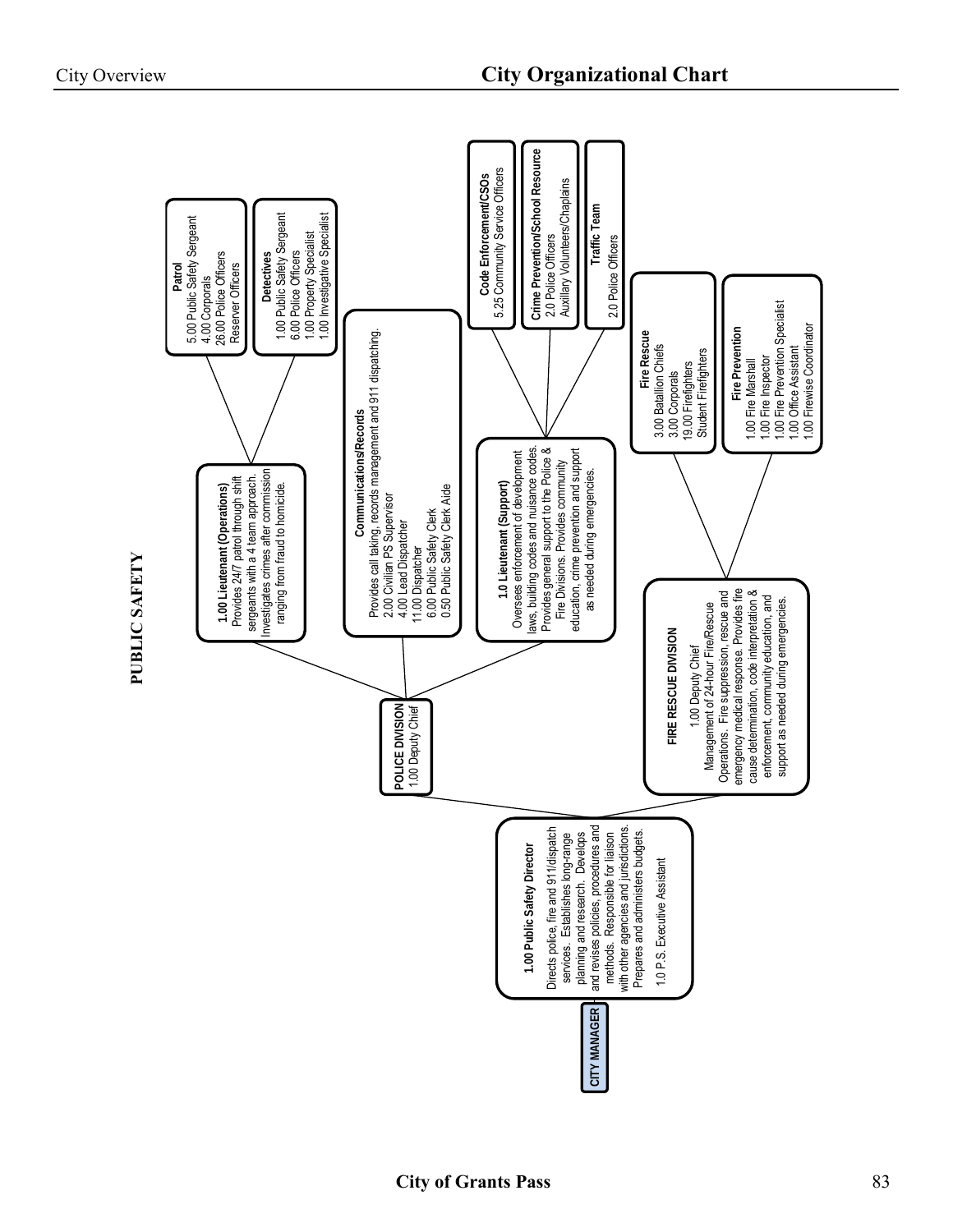# City Organizational Chart

## PUBLIC SAFETY

**CITY MANAGER**

**1.00 Public Safety Director**
Directs police, fire and 911/dispatch services. Establishes long-range planning and research. Develops and revises policies, procedures and methods. Responsible for liaison with other agencies and jurisdictions. Prepares and administers budgets.

1.0 P.S. Executive Assistant

---

**POLICE DIVISION**
1.00 Deputy Chief

- **1.00 Lieutenant (Operations)**
  Provides 24/7 patrol through shift sergeants with a 4 team approach. Investigates crimes after commission ranging from fraud to homicide.
  - **Patrol**
    - 5.00 Public Safety Sergeant
    - 4.00 Corporals
    - 26.00 Police Officers
    - Reserver Officers
  - **Detectives**
    - 1.00 Public Safety Sergeant
    - 6.00 Police Officers
    - 1.00 Property Specialist
    - 1.00 Investigative Specialist
- **Communications/Records**
  Provides call taking, records management and 911 dispatching.
  - 2.00 Civilian PS Supervisor
  - 4.00 Lead Dispatcher
  - 11.00 Dispatcher
  - 6.00 Public Safety Clerk
  - 0.50 Public Safety Clerk Aide
- **1.0 Lieutenant (Support)**
  Oversees enforcement of development laws, building codes and nuisance codes. Provides general support to the Police & Fire Divisions. Provides community education, crime prevention and support as needed during emergencies.
  - **Code Enforcement/CSOs**
    - 5.25 Community Service Officers
  - **Crime Prevention/School Resource**
    - 2.0 Police Officers
    - Auxillary Volunteers/Chaplains
  - **Traffic Team**
    - 2.0 Police Officers

---

**FIRE RESCUE DIVISION**
1.00 Deputy Chief
Management of 24-hour Fire/Rescue Operations. Fire suppression, rescue and emergency medical response. Provides fire cause determination, code interpretation & enforcement, community education, and support as needed during emergencies.

- **Fire Rescue**
  - 3.00 Batallion Chiefs
  - 3.00 Corporals
  - 19.00 Firefighters
  - Student Firefighters
- **Fire Prevention**
  - 1.00 Fire Marshall
  - 1.00 Fire Inspector
  - 1.00 Fire Prevention Specialist
  - 1.00 Office Assistant
  - 1.00 Firewise Coordinator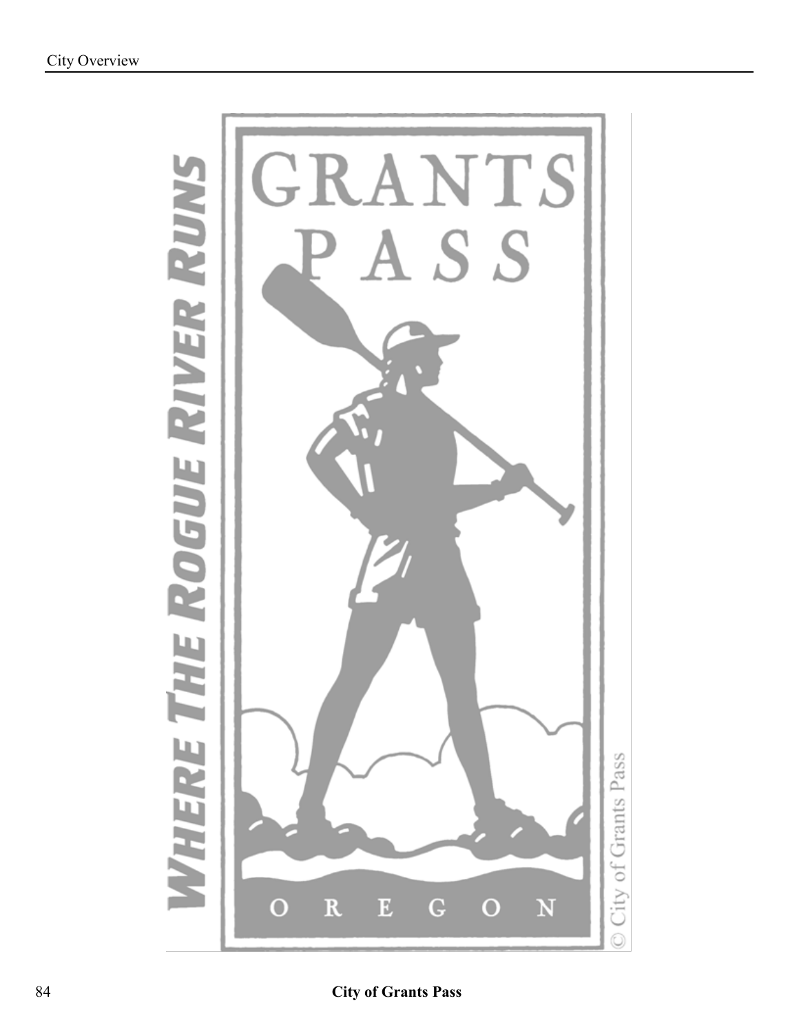GRANTS PASS

WHERE THE ROGUE RIVER RUNS

OREGON

© City of Grants Pass